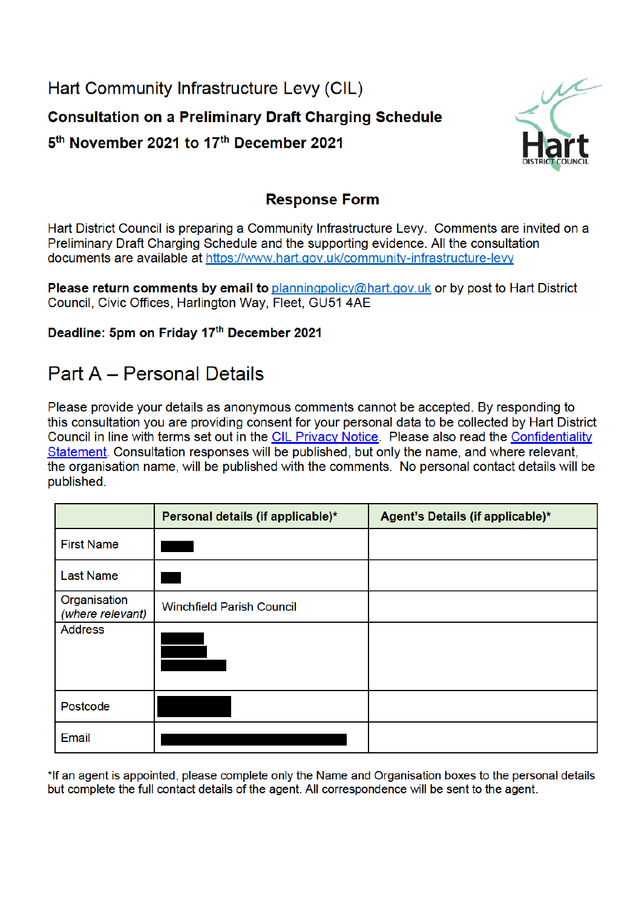# Hart Community Infrastructure Levy (CIL)

**Consultation on a Preliminary Draft Charging Schedule**

**5th November 2021 to 17th December 2021**

## Response Form

Hart District Council is preparing a Community Infrastructure Levy. Comments are invited on a Preliminary Draft Charging Schedule and the supporting evidence. All the consultation documents are available at https://www.hart.gov.uk/community-infrastructure-levy

**Please return comments by email to** planningpolicy@hart.gov.uk or by post to Hart District Council, Civic Offices, Harlington Way, Fleet, GU51 4AE

**Deadline: 5pm on Friday 17th December 2021**

## Part A – Personal Details

Please provide your details as anonymous comments cannot be accepted. By responding to this consultation you are providing consent for your personal data to be collected by Hart District Council in line with terms set out in the CIL Privacy Notice. Please also read the Confidentiality Statement. Consultation responses will be published, but only the name, and where relevant, the organisation name, will be published with the comments. No personal contact details will be published.

| | Personal details (if applicable)* | Agent's Details (if applicable)* |
|---|---|---|
| First Name | ████ | |
| Last Name | ███ | |
| Organisation *(where relevant)* | Winchfield Parish Council | |
| Address | ████<br>████<br>████ | |
| Postcode | ████ | |
| Email | ████ | |

*If an agent is appointed, please complete only the Name and Organisation boxes to the personal details but complete the full contact details of the agent. All correspondence will be sent to the agent.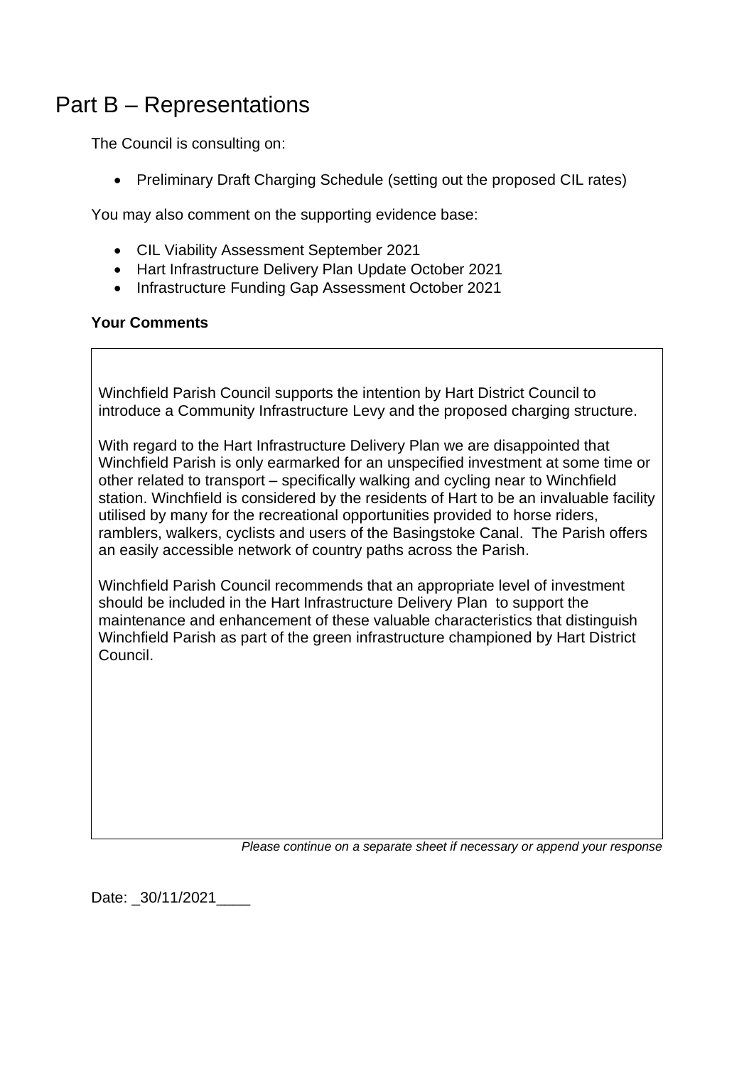# Part B – Representations

The Council is consulting on:

- Preliminary Draft Charging Schedule (setting out the proposed CIL rates)

You may also comment on the supporting evidence base:

- CIL Viability Assessment September 2021
- Hart Infrastructure Delivery Plan Update October 2021
- Infrastructure Funding Gap Assessment October 2021

**Your Comments**

Winchfield Parish Council supports the intention by Hart District Council to introduce a Community Infrastructure Levy and the proposed charging structure.

With regard to the Hart Infrastructure Delivery Plan we are disappointed that Winchfield Parish is only earmarked for an unspecified investment at some time or other related to transport – specifically walking and cycling near to Winchfield station. Winchfield is considered by the residents of Hart to be an invaluable facility utilised by many for the recreational opportunities provided to horse riders, ramblers, walkers, cyclists and users of the Basingstoke Canal. The Parish offers an easily accessible network of country paths across the Parish.

Winchfield Parish Council recommends that an appropriate level of investment should be included in the Hart Infrastructure Delivery Plan to support the maintenance and enhancement of these valuable characteristics that distinguish Winchfield Parish as part of the green infrastructure championed by Hart District Council.

*Please continue on a separate sheet if necessary or append your response*

Date: _30/11/2021____